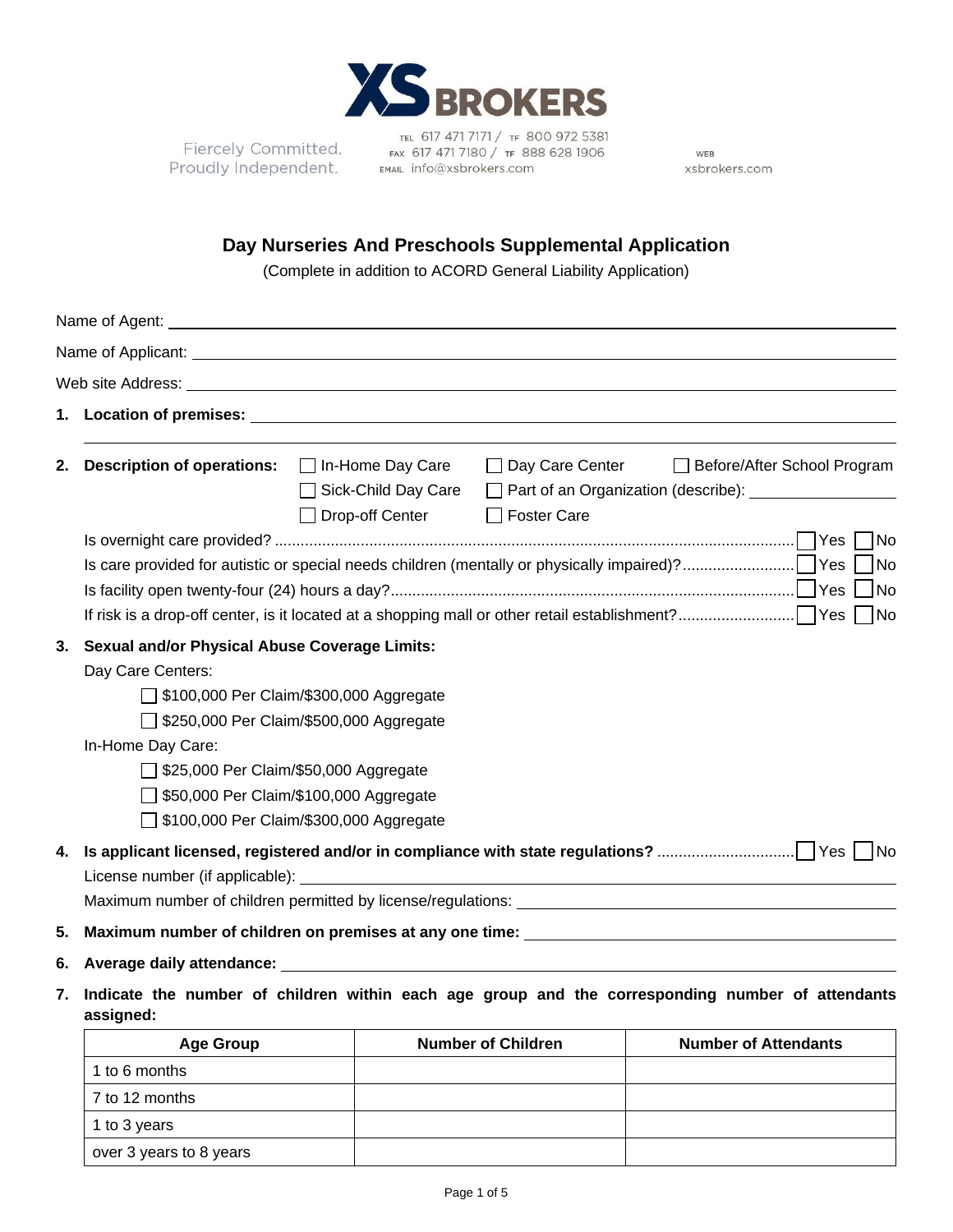XS BROKERS

Fiercely Committed.
Proudly Independent.

TEL 617 471 7171 / TF 800 972 5381
FAX 617 471 7180 / TF 888 628 1906
EMAIL info@xsbrokers.com

WEB
xsbrokers.com

# Day Nurseries And Preschools Supplemental Application

(Complete in addition to ACORD General Liability Application)

Name of Agent: ______________________________

Name of Applicant: ______________________________

Web site Address: ______________________________

**1. Location of premises:** ______________________________

**2. Description of operations:**

- ☐ In-Home Day Care
- ☐ Day Care Center
- ☐ Before/After School Program
- ☐ Sick-Child Day Care
- ☐ Part of an Organization (describe): ____________
- ☐ Drop-off Center
- ☐ Foster Care

Is overnight care provided? ☐ Yes ☐ No

Is care provided for autistic or special needs children (mentally or physically impaired)? ☐ Yes ☐ No

Is facility open twenty-four (24) hours a day? ☐ Yes ☐ No

If risk is a drop-off center, is it located at a shopping mall or other retail establishment? ☐ Yes ☐ No

**3. Sexual and/or Physical Abuse Coverage Limits:**

Day Care Centers:

- ☐ $100,000 Per Claim/$300,000 Aggregate
- ☐ $250,000 Per Claim/$500,000 Aggregate

In-Home Day Care:

- ☐ $25,000 Per Claim/$50,000 Aggregate
- ☐ $50,000 Per Claim/$100,000 Aggregate
- ☐ $100,000 Per Claim/$300,000 Aggregate

**4. Is applicant licensed, registered and/or in compliance with state regulations?** ☐ Yes ☐ No

License number (if applicable): ______________________________

Maximum number of children permitted by license/regulations: ______________________________

**5. Maximum number of children on premises at any one time:** ______________________________

**6. Average daily attendance:** ______________________________

**7. Indicate the number of children within each age group and the corresponding number of attendants assigned:**

| Age Group | Number of Children | Number of Attendants |
|---|---|---|
| 1 to 6 months | | |
| 7 to 12 months | | |
| 1 to 3 years | | |
| over 3 years to 8 years | | |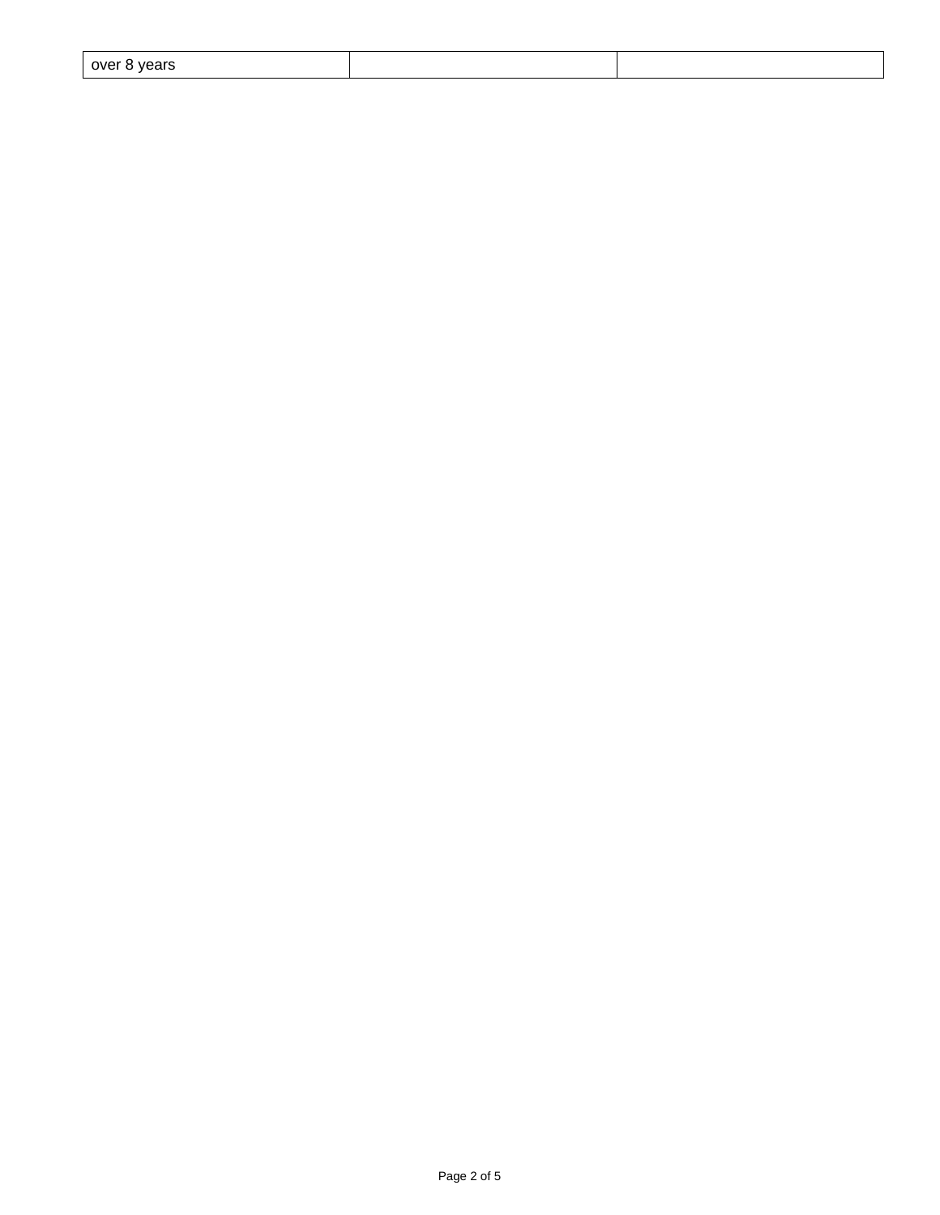| over 8 years | | |
|---|---|---|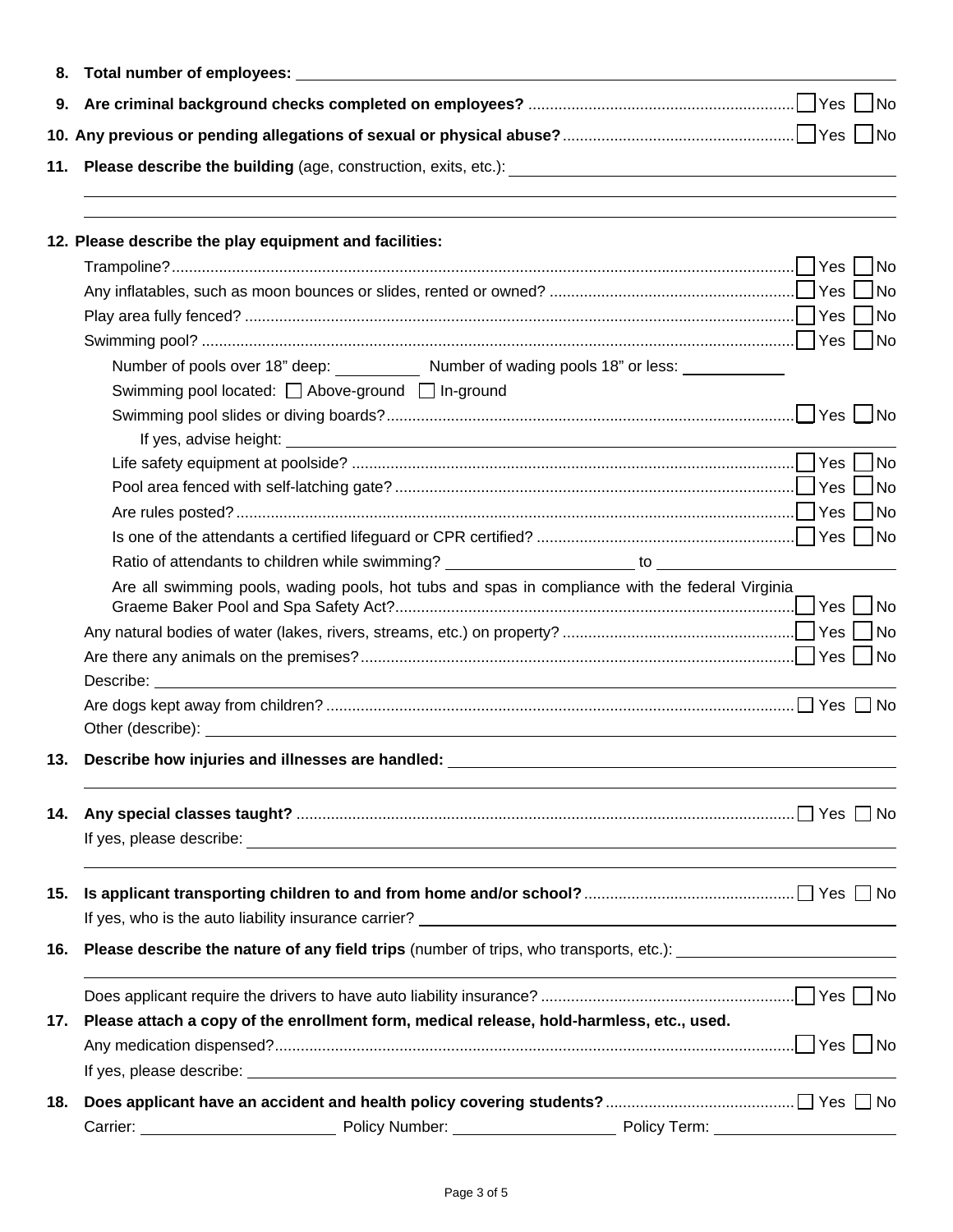**8. Total number of employees:** \_\_\_\_\_\_\_\_\_\_\_\_\_\_\_\_\_\_\_\_

**9. Are criminal background checks completed on employees?** ☐ Yes ☐ No

**10. Any previous or pending allegations of sexual or physical abuse?** ☐ Yes ☐ No

**11. Please describe the building** (age, construction, exits, etc.): \_\_\_\_\_\_\_\_\_\_\_\_\_\_\_\_\_\_\_\_

\_\_\_\_\_\_\_\_\_\_\_\_\_\_\_\_\_\_\_\_

\_\_\_\_\_\_\_\_\_\_\_\_\_\_\_\_\_\_\_\_

**12. Please describe the play equipment and facilities:**

Trampoline? ☐ Yes ☐ No

Any inflatables, such as moon bounces or slides, rented or owned? ☐ Yes ☐ No

Play area fully fenced? ☐ Yes ☐ No

Swimming pool? ☐ Yes ☐ No

- Number of pools over 18" deep: \_\_\_\_\_\_\_\_\_\_ Number of wading pools 18" or less: \_\_\_\_\_\_\_\_\_\_
- Swimming pool located: ☐ Above-ground ☐ In-ground
- Swimming pool slides or diving boards? ☐ Yes ☐ No
  - If yes, advise height: \_\_\_\_\_\_\_\_\_\_\_\_\_\_\_\_\_\_\_\_
- Life safety equipment at poolside? ☐ Yes ☐ No
- Pool area fenced with self-latching gate? ☐ Yes ☐ No
- Are rules posted? ☐ Yes ☐ No
- Is one of the attendants a certified lifeguard or CPR certified? ☐ Yes ☐ No
- Ratio of attendants to children while swimming? \_\_\_\_\_\_\_\_\_\_ to \_\_\_\_\_\_\_\_\_\_
- Are all swimming pools, wading pools, hot tubs and spas in compliance with the federal Virginia Graeme Baker Pool and Spa Safety Act? ☐ Yes ☐ No

Any natural bodies of water (lakes, rivers, streams, etc.) on property? ☐ Yes ☐ No

Are there any animals on the premises? ☐ Yes ☐ No

Describe: \_\_\_\_\_\_\_\_\_\_\_\_\_\_\_\_\_\_\_\_

Are dogs kept away from children? ☐ Yes ☐ No

Other (describe): \_\_\_\_\_\_\_\_\_\_\_\_\_\_\_\_\_\_\_\_

**13. Describe how injuries and illnesses are handled:** \_\_\_\_\_\_\_\_\_\_\_\_\_\_\_\_\_\_\_\_

\_\_\_\_\_\_\_\_\_\_\_\_\_\_\_\_\_\_\_\_

**14. Any special classes taught?** ☐ Yes ☐ No

If yes, please describe: \_\_\_\_\_\_\_\_\_\_\_\_\_\_\_\_\_\_\_\_

\_\_\_\_\_\_\_\_\_\_\_\_\_\_\_\_\_\_\_\_

**15. Is applicant transporting children to and from home and/or school?** ☐ Yes ☐ No

If yes, who is the auto liability insurance carrier? \_\_\_\_\_\_\_\_\_\_\_\_\_\_\_\_\_\_\_\_

**16. Please describe the nature of any field trips** (number of trips, who transports, etc.): \_\_\_\_\_\_\_\_\_\_\_\_\_\_\_\_\_\_\_\_

\_\_\_\_\_\_\_\_\_\_\_\_\_\_\_\_\_\_\_\_

Does applicant require the drivers to have auto liability insurance? ☐ Yes ☐ No

**17. Please attach a copy of the enrollment form, medical release, hold-harmless, etc., used.**

Any medication dispensed? ☐ Yes ☐ No

If yes, please describe: \_\_\_\_\_\_\_\_\_\_\_\_\_\_\_\_\_\_\_\_

**18. Does applicant have an accident and health policy covering students?** ☐ Yes ☐ No

Carrier: \_\_\_\_\_\_\_\_\_\_ Policy Number: \_\_\_\_\_\_\_\_\_\_ Policy Term: \_\_\_\_\_\_\_\_\_\_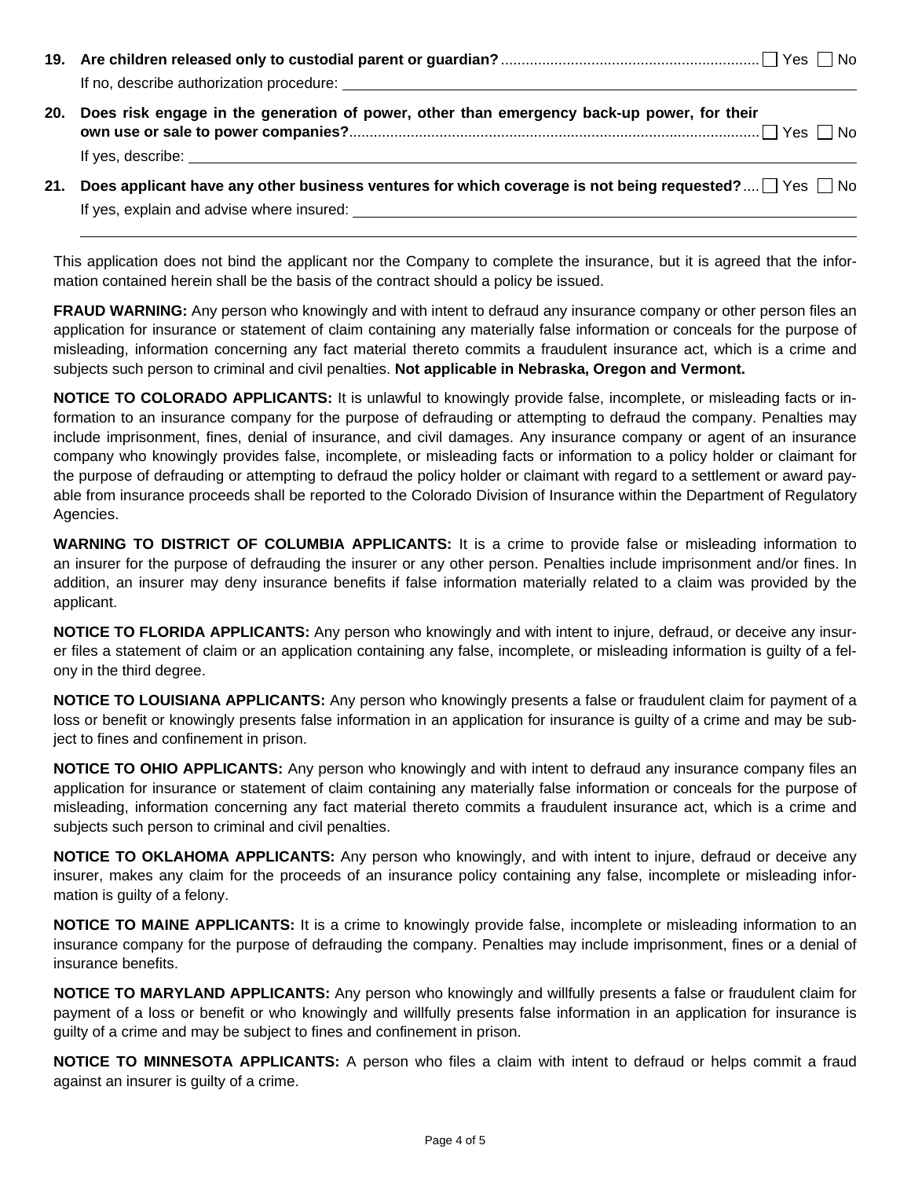**19. Are children released only to custodial parent or guardian?** ☐ Yes ☐ No

If no, describe authorization procedure: \_\_\_\_\_\_\_\_\_\_\_\_\_\_\_\_\_\_\_\_\_\_\_\_\_\_\_\_\_\_\_\_

**20. Does risk engage in the generation of power, other than emergency back-up power, for their own use or sale to power companies?** ☐ Yes ☐ No

If yes, describe: \_\_\_\_\_\_\_\_\_\_\_\_\_\_\_\_\_\_\_\_\_\_\_\_\_\_\_\_\_\_\_\_

**21. Does applicant have any other business ventures for which coverage is not being requested?** ☐ Yes ☐ No

If yes, explain and advise where insured: \_\_\_\_\_\_\_\_\_\_\_\_\_\_\_\_\_\_\_\_\_\_\_\_\_\_\_\_\_\_\_\_

This application does not bind the applicant nor the Company to complete the insurance, but it is agreed that the information contained herein shall be the basis of the contract should a policy be issued.

**FRAUD WARNING:** Any person who knowingly and with intent to defraud any insurance company or other person files an application for insurance or statement of claim containing any materially false information or conceals for the purpose of misleading, information concerning any fact material thereto commits a fraudulent insurance act, which is a crime and subjects such person to criminal and civil penalties. **Not applicable in Nebraska, Oregon and Vermont.**

**NOTICE TO COLORADO APPLICANTS:** It is unlawful to knowingly provide false, incomplete, or misleading facts or information to an insurance company for the purpose of defrauding or attempting to defraud the company. Penalties may include imprisonment, fines, denial of insurance, and civil damages. Any insurance company or agent of an insurance company who knowingly provides false, incomplete, or misleading facts or information to a policy holder or claimant for the purpose of defrauding or attempting to defraud the policy holder or claimant with regard to a settlement or award payable from insurance proceeds shall be reported to the Colorado Division of Insurance within the Department of Regulatory Agencies.

**WARNING TO DISTRICT OF COLUMBIA APPLICANTS:** It is a crime to provide false or misleading information to an insurer for the purpose of defrauding the insurer or any other person. Penalties include imprisonment and/or fines. In addition, an insurer may deny insurance benefits if false information materially related to a claim was provided by the applicant.

**NOTICE TO FLORIDA APPLICANTS:** Any person who knowingly and with intent to injure, defraud, or deceive any insurer files a statement of claim or an application containing any false, incomplete, or misleading information is guilty of a felony in the third degree.

**NOTICE TO LOUISIANA APPLICANTS:** Any person who knowingly presents a false or fraudulent claim for payment of a loss or benefit or knowingly presents false information in an application for insurance is guilty of a crime and may be subject to fines and confinement in prison.

**NOTICE TO OHIO APPLICANTS:** Any person who knowingly and with intent to defraud any insurance company files an application for insurance or statement of claim containing any materially false information or conceals for the purpose of misleading, information concerning any fact material thereto commits a fraudulent insurance act, which is a crime and subjects such person to criminal and civil penalties.

**NOTICE TO OKLAHOMA APPLICANTS:** Any person who knowingly, and with intent to injure, defraud or deceive any insurer, makes any claim for the proceeds of an insurance policy containing any false, incomplete or misleading information is guilty of a felony.

**NOTICE TO MAINE APPLICANTS:** It is a crime to knowingly provide false, incomplete or misleading information to an insurance company for the purpose of defrauding the company. Penalties may include imprisonment, fines or a denial of insurance benefits.

**NOTICE TO MARYLAND APPLICANTS:** Any person who knowingly and willfully presents a false or fraudulent claim for payment of a loss or benefit or who knowingly and willfully presents false information in an application for insurance is guilty of a crime and may be subject to fines and confinement in prison.

**NOTICE TO MINNESOTA APPLICANTS:** A person who files a claim with intent to defraud or helps commit a fraud against an insurer is guilty of a crime.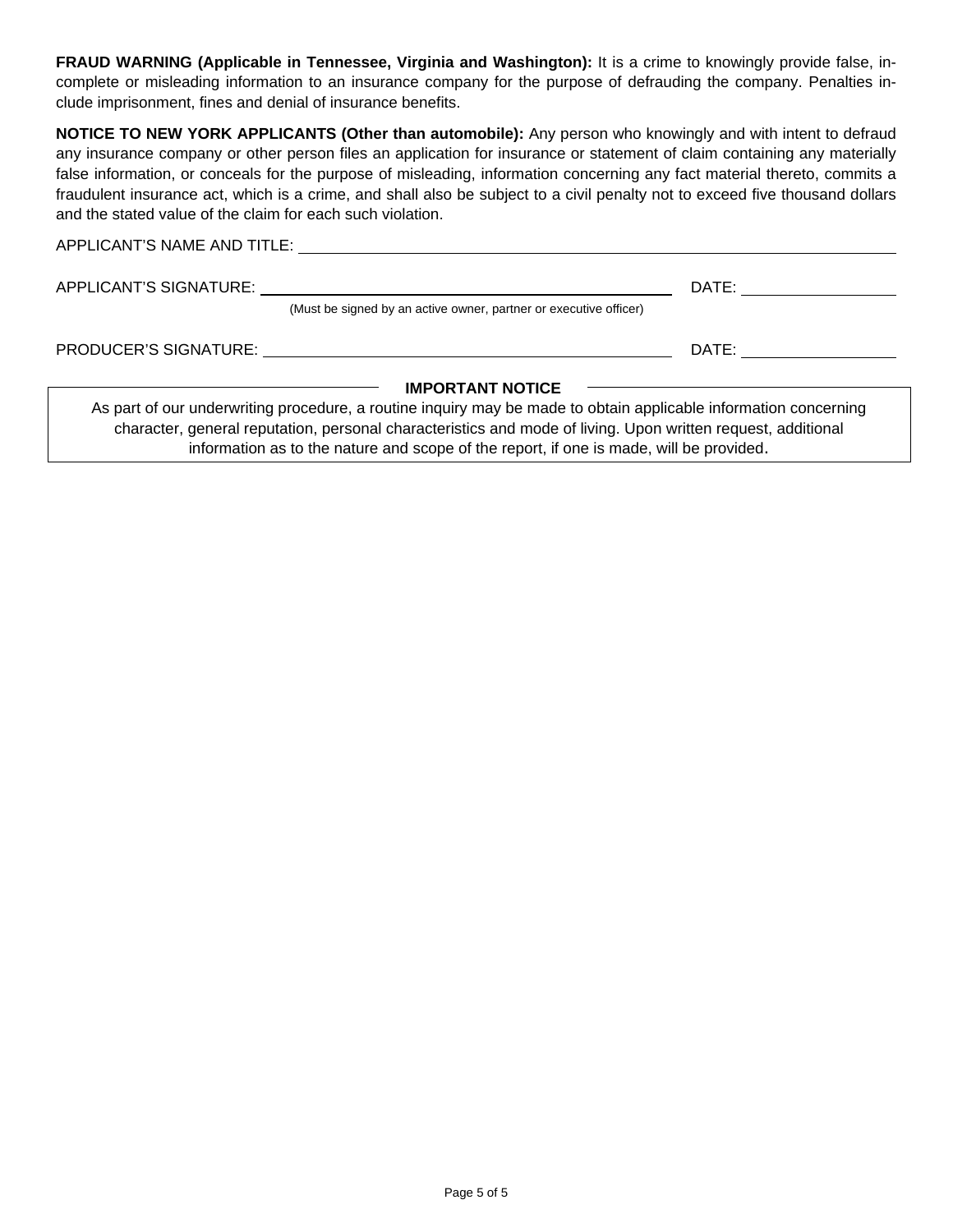**FRAUD WARNING (Applicable in Tennessee, Virginia and Washington):** It is a crime to knowingly provide false, incomplete or misleading information to an insurance company for the purpose of defrauding the company. Penalties include imprisonment, fines and denial of insurance benefits.

**NOTICE TO NEW YORK APPLICANTS (Other than automobile):** Any person who knowingly and with intent to defraud any insurance company or other person files an application for insurance or statement of claim containing any materially false information, or conceals for the purpose of misleading, information concerning any fact material thereto, commits a fraudulent insurance act, which is a crime, and shall also be subject to a civil penalty not to exceed five thousand dollars and the stated value of the claim for each such violation.

APPLICANT'S NAME AND TITLE: ______________________________

APPLICANT'S SIGNATURE: ______________________________ DATE: ______________

(Must be signed by an active owner, partner or executive officer)

PRODUCER'S SIGNATURE: ______________________________ DATE: ______________

**IMPORTANT NOTICE**

As part of our underwriting procedure, a routine inquiry may be made to obtain applicable information concerning character, general reputation, personal characteristics and mode of living. Upon written request, additional information as to the nature and scope of the report, if one is made, will be provided.